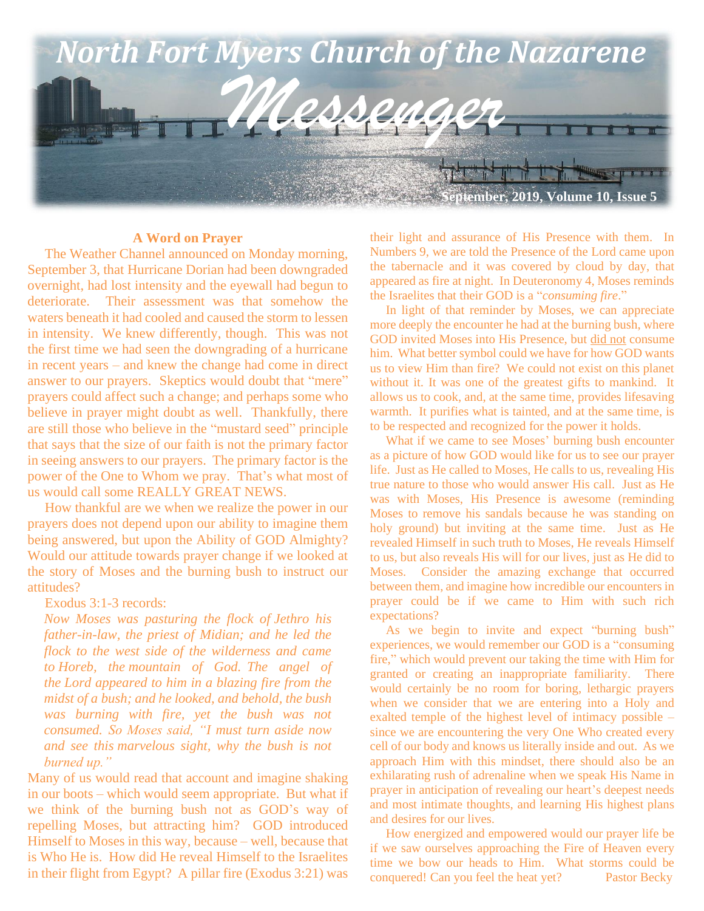# North Fort Myers Church of the Nazarene

# *Messenger*

**September, 2019, Volume 10, Issue 5**

### A Word on Prayer

The Weather Channel announced on Monday morning, September 3, that Hurricane Dorian had been downgraded overnight, had lost intensity and the eyewall had begun to deteriorate. Their assessment was that somehow the waters beneath it had cooled and caused the storm to lessen in intensity. We knew differently, though. This was not the first time we had seen the downgrading of a hurricane in recent years – and knew the change had come in direct answer to our prayers. Skeptics would doubt that "mere" prayers could affect such a change; and perhaps some who believe in prayer might doubt as well. Thankfully, there are still those who believe in the "mustard seed" principle that says that the size of our faith is not the primary factor in seeing answers to our prayers. The primary factor is the power of the One to Whom we pray. That's what most of us would call some REALLY GREAT NEWS.

How thankful are we when we realize the power in our prayers does not depend upon our ability to imagine them being answered, but upon the Ability of GOD Almighty? Would our attitude towards prayer change if we looked at the story of Moses and the burning bush to instruct our attitudes?

Exodus 3:1-3 records:

> *Now Moses was pasturing the flock of Jethro his father-in-law, the priest of Midian; and he led the flock to the west side of the wilderness and came to Horeb, the mountain of God. The angel of the Lord appeared to him in a blazing fire from the midst of a bush; and he looked, and behold, the bush was burning with fire, yet the bush was not consumed. So Moses said, "I must turn aside now and see this marvelous sight, why the bush is not burned up."*

Many of us would read that account and imagine shaking in our boots – which would seem appropriate. But what if we think of the burning bush not as GOD's way of repelling Moses, but attracting him? GOD introduced Himself to Moses in this way, because – well, because that is Who He is. How did He reveal Himself to the Israelites in their flight from Egypt? A pillar fire (Exodus 3:21) was their light and assurance of His Presence with them. In Numbers 9, we are told the Presence of the Lord came upon the tabernacle and it was covered by cloud by day, that appeared as fire at night. In Deuteronomy 4, Moses reminds the Israelites that their GOD is a "*consuming fire*."

In light of that reminder by Moses, we can appreciate more deeply the encounter he had at the burning bush, where GOD invited Moses into His Presence, but did not consume him. What better symbol could we have for how GOD wants us to view Him than fire? We could not exist on this planet without it. It was one of the greatest gifts to mankind. It allows us to cook, and, at the same time, provides lifesaving warmth. It purifies what is tainted, and at the same time, is to be respected and recognized for the power it holds.

What if we came to see Moses' burning bush encounter as a picture of how GOD would like for us to see our prayer life. Just as He called to Moses, He calls to us, revealing His true nature to those who would answer His call. Just as He was with Moses, His Presence is awesome (reminding Moses to remove his sandals because he was standing on holy ground) but inviting at the same time. Just as He revealed Himself in such truth to Moses, He reveals Himself to us, but also reveals His will for our lives, just as He did to Moses. Consider the amazing exchange that occurred between them, and imagine how incredible our encounters in prayer could be if we came to Him with such rich expectations?

As we begin to invite and expect "burning bush" experiences, we would remember our GOD is a "consuming fire," which would prevent our taking the time with Him for granted or creating an inappropriate familiarity. There would certainly be no room for boring, lethargic prayers when we consider that we are entering into a Holy and exalted temple of the highest level of intimacy possible – since we are encountering the very One Who created every cell of our body and knows us literally inside and out. As we approach Him with this mindset, there should also be an exhilarating rush of adrenaline when we speak His Name in prayer in anticipation of revealing our heart's deepest needs and most intimate thoughts, and learning His highest plans and desires for our lives.

How energized and empowered would our prayer life be if we saw ourselves approaching the Fire of Heaven every time we bow our heads to Him. What storms could be conquered! Can you feel the heat yet? Pastor Becky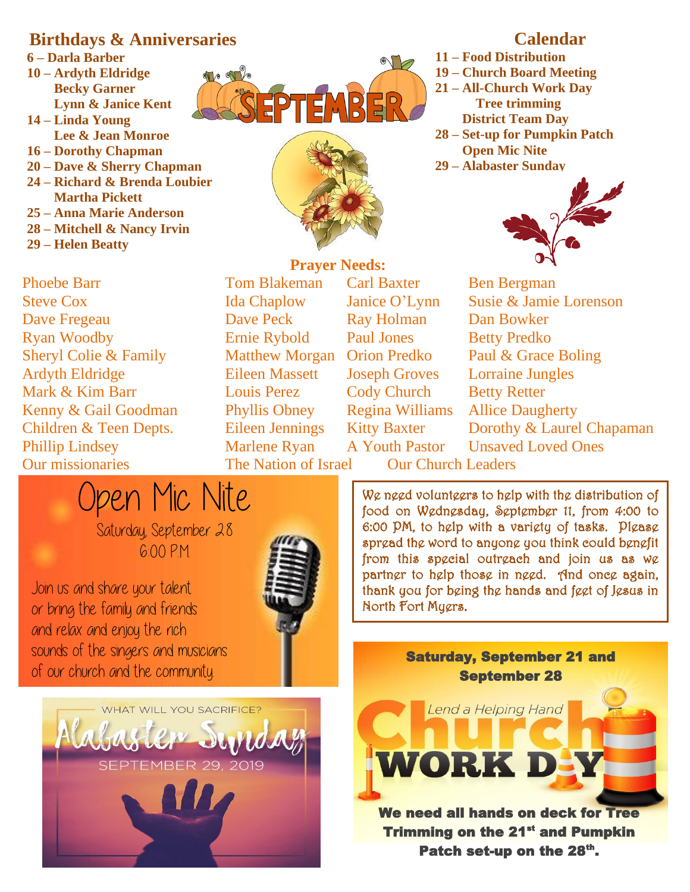## Birthdays & Anniversaries

**6 – Darla Barber**
**10 – Ardyth Eldridge**
**Becky Garner**
**Lynn & Janice Kent**
**14 – Linda Young**
**Lee & Jean Monroe**
**16 – Dorothy Chapman**
**20 – Dave & Sherry Chapman**
**24 – Richard & Brenda Loubier**
**Martha Pickett**
**25 – Anna Marie Anderson**
**28 – Mitchell & Nancy Irvin**
**29 – Helen Beatty**

SEPTEMBER

## Calendar

**11 – Food Distribution**
**19 – Church Board Meeting**
**21 – All-Church Work Day**
**Tree trimming**
**District Team Day**
**28 – Set-up for Pumpkin Patch**
**Open Mic Nite**
**29 – Alabaster Sunday**

## Prayer Needs:

| | | | |
|---|---|---|---|
| Phoebe Barr | Tom Blakeman | Carl Baxter | Ben Bergman |
| Steve Cox | Ida Chaplow | Janice O'Lynn | Susie & Jamie Lorenson |
| Dave Fregeau | Dave Peck | Ray Holman | Dan Bowker |
| Ryan Woodby | Ernie Rybold | Paul Jones | Betty Predko |
| Sheryl Colie & Family | Matthew Morgan | Orion Predko | Paul & Grace Boling |
| Ardyth Eldridge | Eileen Massett | Joseph Groves | Lorraine Jungles |
| Mark & Kim Barr | Louis Perez | Cody Church | Betty Retter |
| Kenny & Gail Goodman | Phyllis Obney | Regina Williams | Allice Daugherty |
| Children & Teen Depts. | Eileen Jennings | Kitty Baxter | Dorothy & Laurel Chapaman |
| Phillip Lindsey | Marlene Ryan | A Youth Pastor | Unsaved Loved Ones |
| Our missionaries | The Nation of Israel | Our Church Leaders | |

# Open Mic Nite

Saturday, September 28
6:00 P.M.

Join us and share your talent or bring the family and friends and relax and enjoy the rich sounds of the singers and musicians of our church and the community.

We need volunteers to help with the distribution of food on Wednesday, September 11, from 4:00 to 6:00 PM, to help with a variety of tasks. Please spread the word to anyone you think could benefit from this special outreach and join us as we partner to help those in need. And once again, thank you for being the hands and feet of Jesus in North Fort Myers.

WHAT WILL YOU SACRIFICE?
Alabaster Sunday
SEPTEMBER 29, 2019

**Saturday, September 21 and September 28**

Lend a Helping Hand
Church WORK DAY

**We need all hands on deck for Tree Trimming on the 21st and Pumpkin Patch set-up on the 28th.**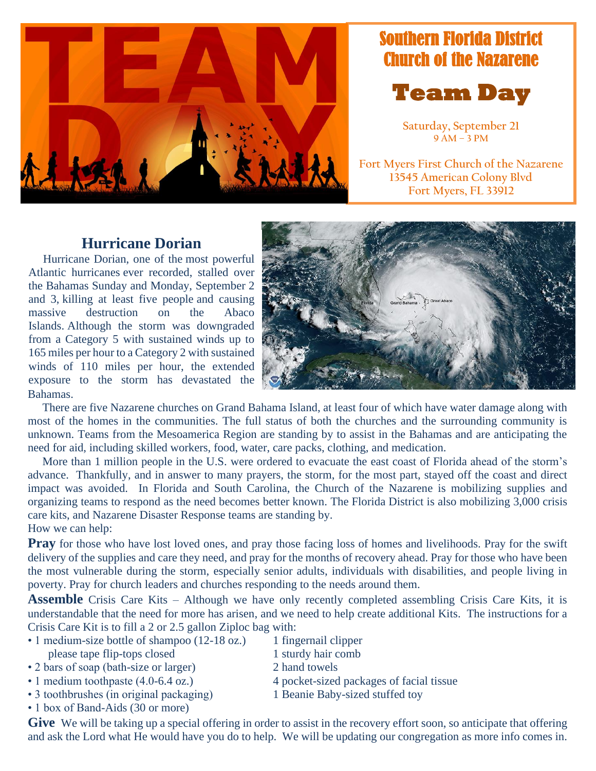# Southern Florida District Church of the Nazarene

## Team Day

Saturday, September 21
9 AM – 3 PM

Fort Myers First Church of the Nazarene
13545 American Colony Blvd
Fort Myers, FL 33912

## Hurricane Dorian

Hurricane Dorian, one of the most powerful Atlantic hurricanes ever recorded, stalled over the Bahamas Sunday and Monday, September 2 and 3, killing at least five people and causing massive destruction on the Abaco Islands. Although the storm was downgraded from a Category 5 with sustained winds up to 165 miles per hour to a Category 2 with sustained winds of 110 miles per hour, the extended exposure to the storm has devastated the Bahamas.

There are five Nazarene churches on Grand Bahama Island, at least four of which have water damage along with most of the homes in the communities. The full status of both the churches and the surrounding community is unknown. Teams from the Mesoamerica Region are standing by to assist in the Bahamas and are anticipating the need for aid, including skilled workers, food, water, care packs, clothing, and medication.

More than 1 million people in the U.S. were ordered to evacuate the east coast of Florida ahead of the storm's advance. Thankfully, and in answer to many prayers, the storm, for the most part, stayed off the coast and direct impact was avoided. In Florida and South Carolina, the Church of the Nazarene is mobilizing supplies and organizing teams to respond as the need becomes better known. The Florida District is also mobilizing 3,000 crisis care kits, and Nazarene Disaster Response teams are standing by.

How we can help:

**Pray** for those who have lost loved ones, and pray those facing loss of homes and livelihoods. Pray for the swift delivery of the supplies and care they need, and pray for the months of recovery ahead. Pray for those who have been the most vulnerable during the storm, especially senior adults, individuals with disabilities, and people living in poverty. Pray for church leaders and churches responding to the needs around them.

**Assemble** Crisis Care Kits – Although we have only recently completed assembling Crisis Care Kits, it is understandable that the need for more has arisen, and we need to help create additional Kits. The instructions for a Crisis Care Kit is to fill a 2 or 2.5 gallon Ziploc bag with:

- 1 medium-size bottle of shampoo (12-18 oz.) please tape flip-tops closed
- 2 bars of soap (bath-size or larger)
- 1 medium toothpaste (4.0-6.4 oz.)
- 3 toothbrushes (in original packaging)
- 1 box of Band-Aids (30 or more)
- 1 fingernail clipper
- 1 sturdy hair comb
- 2 hand towels
- 4 pocket-sized packages of facial tissue
- 1 Beanie Baby-sized stuffed toy

**Give** We will be taking up a special offering in order to assist in the recovery effort soon, so anticipate that offering and ask the Lord what He would have you do to help. We will be updating our congregation as more info comes in.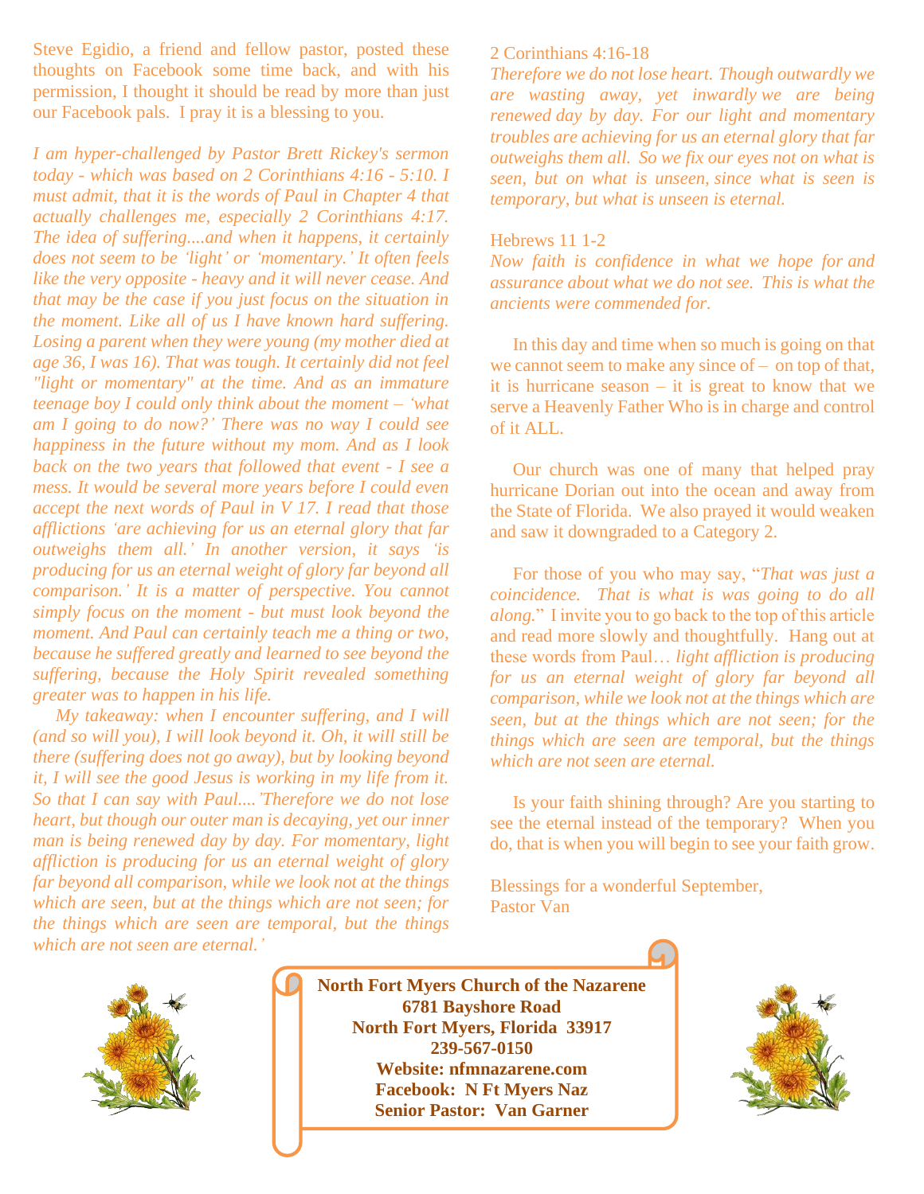Steve Egidio, a friend and fellow pastor, posted these thoughts on Facebook some time back, and with his permission, I thought it should be read by more than just our Facebook pals. I pray it is a blessing to you.

*I am hyper-challenged by Pastor Brett Rickey's sermon today - which was based on 2 Corinthians 4:16 - 5:10. I must admit, that it is the words of Paul in Chapter 4 that actually challenges me, especially 2 Corinthians 4:17. The idea of suffering....and when it happens, it certainly does not seem to be 'light' or 'momentary.' It often feels like the very opposite - heavy and it will never cease. And that may be the case if you just focus on the situation in the moment. Like all of us I have known hard suffering. Losing a parent when they were young (my mother died at age 36, I was 16). That was tough. It certainly did not feel "light or momentary" at the time. And as an immature teenage boy I could only think about the moment – 'what am I going to do now?' There was no way I could see happiness in the future without my mom. And as I look back on the two years that followed that event - I see a mess. It would be several more years before I could even accept the next words of Paul in V 17. I read that those afflictions 'are achieving for us an eternal glory that far outweighs them all.' In another version, it says 'is producing for us an eternal weight of glory far beyond all comparison.' It is a matter of perspective. You cannot simply focus on the moment - but must look beyond the moment. And Paul can certainly teach me a thing or two, because he suffered greatly and learned to see beyond the suffering, because the Holy Spirit revealed something greater was to happen in his life.*

*My takeaway: when I encounter suffering, and I will (and so will you), I will look beyond it. Oh, it will still be there (suffering does not go away), but by looking beyond it, I will see the good Jesus is working in my life from it. So that I can say with Paul....'Therefore we do not lose heart, but though our outer man is decaying, yet our inner man is being renewed day by day. For momentary, light affliction is producing for us an eternal weight of glory far beyond all comparison, while we look not at the things which are seen, but at the things which are not seen; for the things which are seen are temporal, but the things which are not seen are eternal.'*

2 Corinthians 4:16-18
*Therefore we do not lose heart. Though outwardly we are wasting away, yet inwardly we are being renewed day by day. For our light and momentary troubles are achieving for us an eternal glory that far outweighs them all. So we fix our eyes not on what is seen, but on what is unseen, since what is seen is temporary, but what is unseen is eternal.*

Hebrews 11 1-2
*Now faith is confidence in what we hope for and assurance about what we do not see. This is what the ancients were commended for.*

In this day and time when so much is going on that we cannot seem to make any since of – on top of that, it is hurricane season – it is great to know that we serve a Heavenly Father Who is in charge and control of it ALL.

Our church was one of many that helped pray hurricane Dorian out into the ocean and away from the State of Florida. We also prayed it would weaken and saw it downgraded to a Category 2.

For those of you who may say, "*That was just a coincidence. That is what is was going to do all along.*" I invite you to go back to the top of this article and read more slowly and thoughtfully. Hang out at these words from Paul… *light affliction is producing for us an eternal weight of glory far beyond all comparison, while we look not at the things which are seen, but at the things which are not seen; for the things which are seen are temporal, but the things which are not seen are eternal.*

Is your faith shining through? Are you starting to see the eternal instead of the temporary? When you do, that is when you will begin to see your faith grow.

Blessings for a wonderful September,
Pastor Van

**North Fort Myers Church of the Nazarene**
**6781 Bayshore Road**
**North Fort Myers, Florida 33917**
**239-567-0150**
**Website: nfmnazarene.com**
**Facebook: N Ft Myers Naz**
**Senior Pastor: Van Garner**